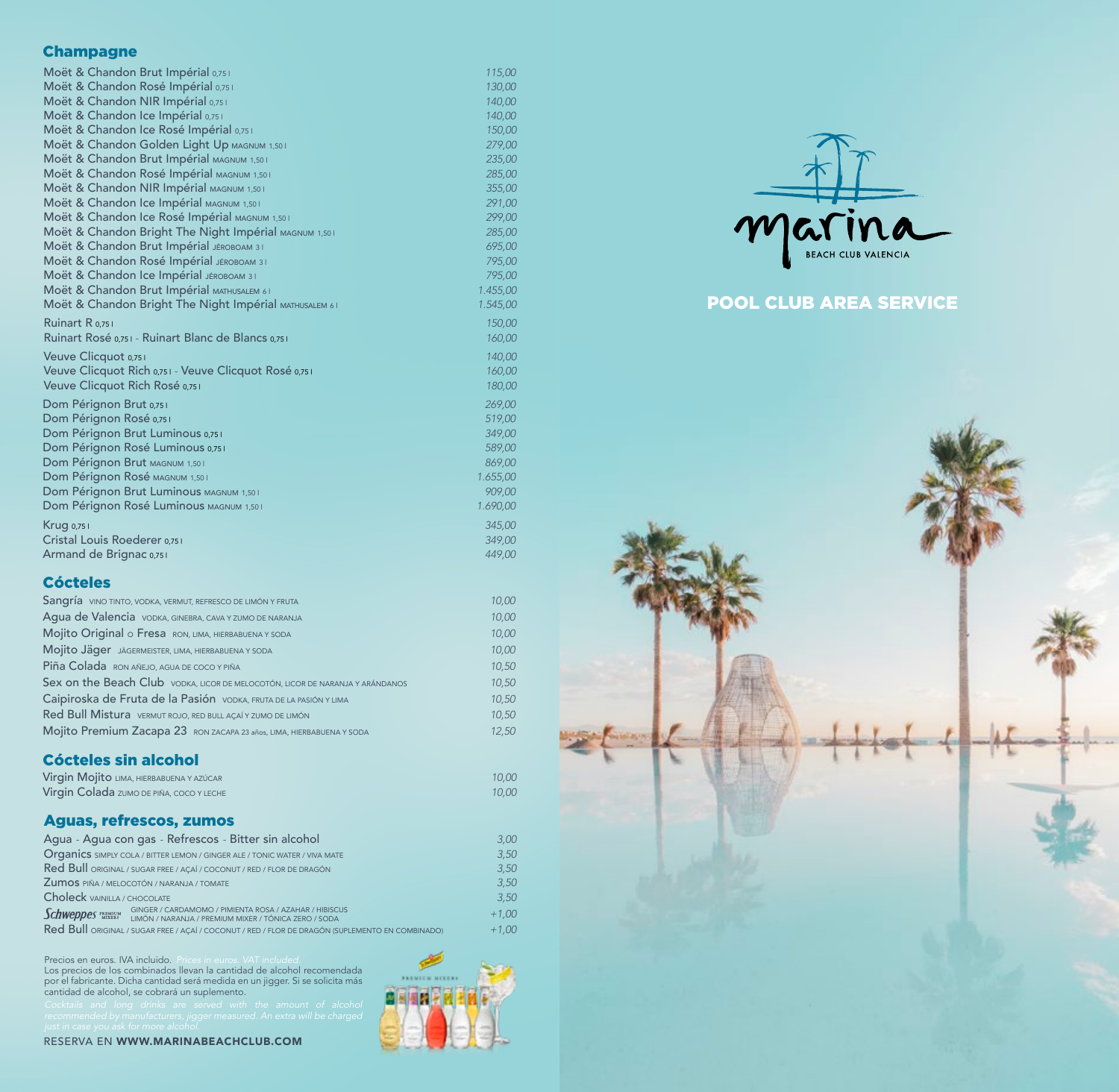## Champagne

| | |
|---|---|
| Moët & Chandon Brut Impérial 0,75 l | 115,00 |
| Moët & Chandon Rosé Impérial 0,75 l | 130,00 |
| Moët & Chandon NIR Impérial 0,75 l | 140,00 |
| Moët & Chandon Ice Impérial 0,75 l | 140,00 |
| Moët & Chandon Ice Rosé Impérial 0,75 l | 150,00 |
| Moët & Chandon Golden Light Up MAGNUM 1,50 l | 279,00 |
| Moët & Chandon Brut Impérial MAGNUM 1,50 l | 235,00 |
| Moët & Chandon Rosé Impérial MAGNUM 1,50 l | 285,00 |
| Moët & Chandon NIR Impérial MAGNUM 1,50 l | 355,00 |
| Moët & Chandon Ice Impérial MAGNUM 1,50 l | 291,00 |
| Moët & Chandon Ice Rosé Impérial MAGNUM 1,50 l | 299,00 |
| Moët & Chandon Bright The Night Impérial MAGNUM 1,50 l | 285,00 |
| Moët & Chandon Brut Impérial JÉROBOAM 3 l | 695,00 |
| Moët & Chandon Rosé Impérial JÉROBOAM 3 l | 795,00 |
| Moët & Chandon Ice Impérial JÉROBOAM 3 l | 795,00 |
| Moët & Chandon Brut Impérial MATHUSALEM 6 l | 1.455,00 |
| Moët & Chandon Bright The Night Impérial MATHUSALEM 6 l | 1.545,00 |
| Ruinart R 0,75 l | 150,00 |
| Ruinart Rosé 0,75 l - Ruinart Blanc de Blancs 0,75 l | 160,00 |
| Veuve Clicquot 0,75 l | 140,00 |
| Veuve Clicquot Rich 0,75 l - Veuve Clicquot Rosé 0,75 l | 160,00 |
| Veuve Clicquot Rich Rosé 0,75 l | 180,00 |
| Dom Pérignon Brut 0,75 l | 269,00 |
| Dom Pérignon Rosé 0,75 l | 519,00 |
| Dom Pérignon Brut Luminous 0,75 l | 349,00 |
| Dom Pérignon Rosé Luminous 0,75 l | 589,00 |
| Dom Pérignon Brut MAGNUM 1,50 l | 869,00 |
| Dom Pérignon Rosé MAGNUM 1,50 l | 1.655,00 |
| Dom Pérignon Brut Luminous MAGNUM 1,50 l | 909,00 |
| Dom Pérignon Rosé Luminous MAGNUM 1,50 l | 1.690,00 |
| Krug 0,75 l | 345,00 |
| Cristal Louis Roederer 0,75 l | 349,00 |
| Armand de Brignac 0,75 l | 449,00 |

## Cócteles

| | |
|---|---|
| Sangría VINO TINTO, VODKA, VERMUT, REFRESCO DE LIMÓN Y FRUTA | 10,00 |
| Agua de Valencia VODKA, GINEBRA, CAVA Y ZUMO DE NARANJA | 10,00 |
| Mojito Original o Fresa RON, LIMA, HIERBABUENA Y SODA | 10,00 |
| Mojito Jäger JÄGERMEISTER, LIMA, HIERBABUENA Y SODA | 10,00 |
| Piña Colada RON AÑEJO, AGUA DE COCO Y PIÑA | 10,50 |
| Sex on the Beach Club VODKA, LICOR DE MELOCOTÓN, LICOR DE NARANJA Y ARÁNDANOS | 10,50 |
| Caipiroska de Fruta de la Pasión VODKA, FRUTA DE LA PASIÓN Y LIMA | 10,50 |
| Red Bull Mistura VERMUT ROJO, RED BULL AÇAÍ Y ZUMO DE LIMÓN | 10,50 |
| Mojito Premium Zacapa 23 RON ZACAPA 23 años, LIMA, HIERBABUENA Y SODA | 12,50 |

## Cócteles sin alcohol

| | |
|---|---|
| Virgin Mojito LIMA, HIERBABUENA Y AZÚCAR | 10,00 |
| Virgin Colada ZUMO DE PIÑA, COCO Y LECHE | 10,00 |

## Aguas, refrescos, zumos

| | |
|---|---|
| Agua - Agua con gas - Refrescos - Bitter sin alcohol | 3,00 |
| Organics SIMPLY COLA / BITTER LEMON / GINGER ALE / TONIC WATER / VIVA MATE | 3,50 |
| Red Bull ORIGINAL / SUGAR FREE / AÇAÍ / COCONUT / RED / FLOR DE DRAGÓN | 3,50 |
| Zumos PIÑA / MELOCOTÓN / NARANJA / TOMATE | 3,50 |
| Choleck VAINILLA / CHOCOLATE | 3,50 |
| Schweppes PREMIUM MIXERS GINGER / CARDAMOMO / PIMIENTA ROSA / AZAHAR / HIBISCUS LIMÓN / NARANJA / PREMIUM MIXER / TÓNICA ZERO / SODA | +1,00 |
| Red Bull ORIGINAL / SUGAR FREE / AÇAÍ / COCONUT / RED / FLOR DE DRAGÓN (SUPLEMENTO EN COMBINADO) | +1,00 |

Precios en euros. IVA incluido. *Prices in euros. VAT included.*
Los precios de los combinados llevan la cantidad de alcohol recomendada por el fabricante. Dicha cantidad será medida en un jigger. Si se solicita más cantidad de alcohol, se cobrará un suplemento.

*Cocktails and long drinks are served with the amount of alcohol recommended by manufacturers, jigger measured. An extra will be charged just in case you ask for more alcohol.*

RESERVA EN **WWW.MARINABEACHCLUB.COM**

marina BEACH CLUB VALENCIA

# POOL CLUB AREA SERVICE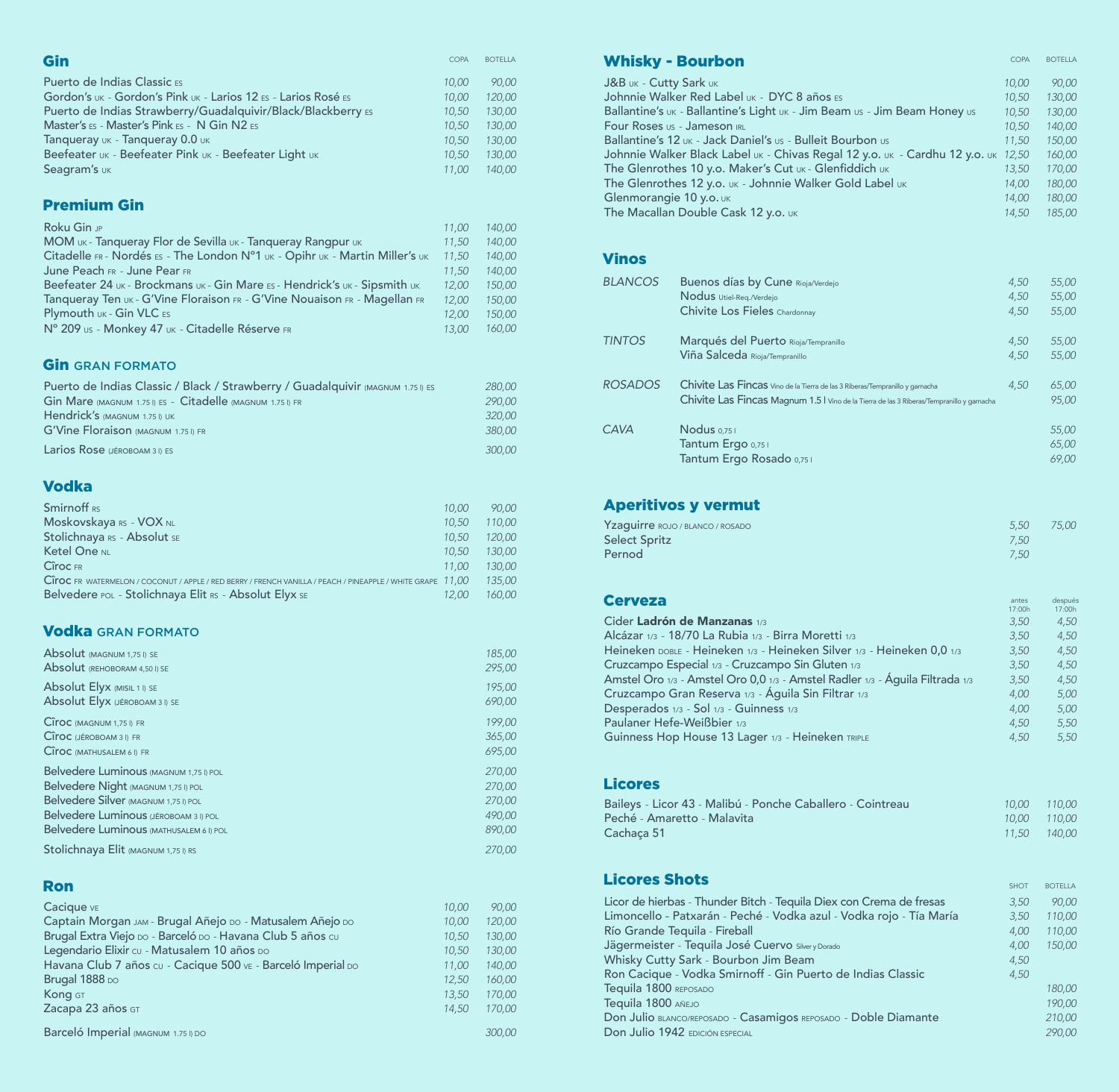## Gin

| | COPA | BOTELLA |
|---|---|---|
| Puerto de Indias Classic ES | 10,00 | 90,00 |
| Gordon's UK - Gordon's Pink UK - Larios 12 ES - Larios Rosé ES | 10,00 | 120,00 |
| Puerto de Indias Strawberry/Guadalquivir/Black/Blackberry ES | 10,50 | 130,00 |
| Master's ES - Master's Pink ES - N Gin N2 ES | 10,50 | 130,00 |
| Tanqueray UK - Tanqueray 0.0 UK | 10,50 | 130,00 |
| Beefeater UK - Beefeater Pink UK - Beefeater Light UK | 10,50 | 130,00 |
| Seagram's UK | 11,00 | 140,00 |

## Premium Gin

| | | |
|---|---|---|
| Roku Gin JP | 11,00 | 140,00 |
| MOM UK - Tanqueray Flor de Sevilla UK - Tanqueray Rangpur UK | 11,50 | 140,00 |
| Citadelle FR - Nordés ES - The London N°1 UK - Opihr UK - Martin Miller's UK | 11,50 | 140,00 |
| June Peach FR - June Pear FR | 11,50 | 140,00 |
| Beefeater 24 UK - Brockmans UK - Gin Mare ES - Hendrick's UK - Sipsmith UK | 12,00 | 150,00 |
| Tanqueray Ten UK - G'Vine Floraison FR - G'Vine Nouaison FR - Magellan FR | 12,00 | 150,00 |
| Plymouth UK - Gin VLC ES | 12,00 | 150,00 |
| N° 209 US - Monkey 47 UK - Citadelle Réserve FR | 13,00 | 160,00 |

## Gin GRAN FORMATO

| | |
|---|---|
| Puerto de Indias Classic / Black / Strawberry / Guadalquivir (MAGNUM 1.75 l) ES | 280,00 |
| Gin Mare (MAGNUM 1.75 l) ES - Citadelle (MAGNUM 1.75 l) FR | 290,00 |
| Hendrick's (MAGNUM 1.75 l) UK | 320,00 |
| G'Vine Floraison (MAGNUM 1.75 l) FR | 380,00 |
| Larios Rose (JÉROBOAM 3 l) ES | 300,00 |

## Vodka

| | | |
|---|---|---|
| Smirnoff RS | 10,00 | 90,00 |
| Moskovskaya RS - VOX NL | 10,50 | 110,00 |
| Stolichnaya RS - Absolut SE | 10,50 | 120,00 |
| Ketel One NL | 10,50 | 130,00 |
| Cîroc FR | 11,00 | 130,00 |
| Cîroc FR WATERMELON / COCONUT / APPLE / RED BERRY / FRENCH VANILLA / PEACH / PINEAPPLE / WHITE GRAPE | 11,00 | 135,00 |
| Belvedere POL - Stolichnaya Elit RS - Absolut Elyx SE | 12,00 | 160,00 |

## Vodka GRAN FORMATO

| | |
|---|---|
| Absolut (MAGNUM 1,75 l) SE | 185,00 |
| Absolut (REHOBORAM 4,50 l) SE | 295,00 |
| Absolut Elyx (MISIL 1 l) SE | 195,00 |
| Absolut Elyx (JÉROBOAM 3 l) SE | 690,00 |
| Cîroc (MAGNUM 1,75 l) FR | 199,00 |
| Cîroc (JÉROBOAM 3 l) FR | 365,00 |
| Cîroc (MATHUSALEM 6 l) FR | 695,00 |
| Belvedere Luminous (MAGNUM 1,75 l) POL | 270,00 |
| Belvedere Night (MAGNUM 1,75 l) POL | 270,00 |
| Belvedere Silver (MAGNUM 1,75 l) POL | 270,00 |
| Belvedere Luminous (JÉROBOAM 3 l) POL | 490,00 |
| Belvedere Luminous (MATHUSALEM 6 l) POL | 890,00 |
| Stolichnaya Elit (MAGNUM 1,75 l) RS | 270,00 |

## Ron

| | | |
|---|---|---|
| Cacique VE | 10,00 | 90,00 |
| Captain Morgan JAM - Brugal Añejo DO - Matusalem Añejo DO | 10,00 | 120,00 |
| Brugal Extra Viejo DO - Barceló DO - Havana Club 5 años CU | 10,50 | 130,00 |
| Legendario Elixir CU - Matusalem 10 años DO | 10,50 | 130,00 |
| Havana Club 7 años CU - Cacique 500 VE - Barceló Imperial DO | 11,00 | 140,00 |
| Brugal 1888 DO | 12,50 | 160,00 |
| Kong GT | 13,50 | 170,00 |
| Zacapa 23 años GT | 14,50 | 170,00 |
| Barceló Imperial (MAGNUM 1.75 l) DO | | 300,00 |

## Whisky - Bourbon

| | COPA | BOTELLA |
|---|---|---|
| J&B UK - Cutty Sark UK | 10,00 | 90,00 |
| Johnnie Walker Red Label UK - DYC 8 años ES | 10,50 | 130,00 |
| Ballantine's UK - Ballantine's Light UK - Jim Beam US - Jim Beam Honey US | 10,50 | 130,00 |
| Four Roses US - Jameson IRL | 10,50 | 140,00 |
| Ballantine's 12 UK - Jack Daniel's US - Bulleit Bourbon US | 11,50 | 150,00 |
| Johnnie Walker Black Label UK - Chivas Regal 12 y.o. UK - Cardhu 12 y.o. UK | 12,50 | 160,00 |
| The Glenrothes 10 y.o. Maker's Cut UK - Glenfiddich UK | 13,50 | 170,00 |
| The Glenrothes 12 y.o. UK - Johnnie Walker Gold Label UK | 14,00 | 180,00 |
| Glenmorangie 10 y.o. UK | 14,00 | 180,00 |
| The Macallan Double Cask 12 y.o. UK | 14,50 | 185,00 |

## Vinos

| | | | |
|---|---|---|---|
| *BLANCOS* | Buenos días by Cune Rioja/Verdejo | 4,50 | 55,00 |
| | Nodus Utiel-Req./Verdejo | 4,50 | 55,00 |
| | Chivite Los Fieles Chardonnay | 4,50 | 55,00 |
| *TINTOS* | Marqués del Puerto Rioja/Tempranillo | 4,50 | 55,00 |
| | Viña Salceda Rioja/Tempranillo | 4,50 | 55,00 |
| *ROSADOS* | Chivite Las Fincas Vino de la Tierra de las 3 Riberas/Tempranillo y garnacha | 4,50 | 65,00 |
| | Chivite Las Fincas Magnum 1.5 l Vino de la Tierra de las 3 Riberas/Tempranillo y garnacha | | 95,00 |
| *CAVA* | Nodus 0,75 l | | 55,00 |
| | Tantum Ergo 0,75 l | | 65,00 |
| | Tantum Ergo Rosado 0,75 l | | 69,00 |

## Aperitivos y vermut

| | | |
|---|---|---|
| Yzaguirre ROJO / BLANCO / ROSADO | 5,50 | 75,00 |
| Select Spritz | 7,50 | |
| Pernod | 7,50 | |

## Cerveza

| | antes 17:00h | después 17:00h |
|---|---|---|
| Cider **Ladrón de Manzanas** 1/3 | 3,50 | 4,50 |
| Alcázar 1/3 - 18/70 La Rubia 1/3 - Birra Moretti 1/3 | 3,50 | 4,50 |
| Heineken DOBLE - Heineken 1/3 - Heineken Silver 1/3 - Heineken 0,0 1/3 | 3,50 | 4,50 |
| Cruzcampo Especial 1/3 - Cruzcampo Sin Gluten 1/3 | 3,50 | 4,50 |
| Amstel Oro 1/3 - Amstel Oro 0,0 1/3 - Amstel Radler 1/3 - Águila Filtrada 1/3 | 3,50 | 4,50 |
| Cruzcampo Gran Reserva 1/3 - Águila Sin Filtrar 1/3 | 4,00 | 5,00 |
| Desperados 1/3 - Sol 1/3 - Guinness 1/3 | 4,00 | 5,00 |
| Paulaner Hefe-Weißbier 1/3 | 4,50 | 5,50 |
| Guinness Hop House 13 Lager 1/3 - Heineken TRIPLE | 4,50 | 5,50 |

## Licores

| | | |
|---|---|---|
| Baileys - Licor 43 - Malibú - Ponche Caballero - Cointreau | 10,00 | 110,00 |
| Peché - Amaretto - Malavita | 10,00 | 110,00 |
| Cachaça 51 | 11,50 | 140,00 |

## Licores Shots

| | SHOT | BOTELLA |
|---|---|---|
| Licor de hierbas - Thunder Bitch - Tequila Diex con Crema de fresas | 3,50 | 90,00 |
| Limoncello - Patxarán - Peché - Vodka azul - Vodka rojo - Tía María | 3,50 | 110,00 |
| Río Grande Tequila - Fireball | 4,00 | 110,00 |
| Jägermeister - Tequila José Cuervo Silver y Dorado | 4,00 | 150,00 |
| Whisky Cutty Sark - Bourbon Jim Beam | 4,50 | |
| Ron Cacique - Vodka Smirnoff - Gin Puerto de Indias Classic | 4,50 | |
| Tequila 1800 REPOSADO | | 180,00 |
| Tequila 1800 AÑEJO | | 190,00 |
| Don Julio BLANCO/REPOSADO - Casamigos REPOSADO - Doble Diamante | | 210,00 |
| Don Julio 1942 EDICIÓN ESPECIAL | | 290,00 |